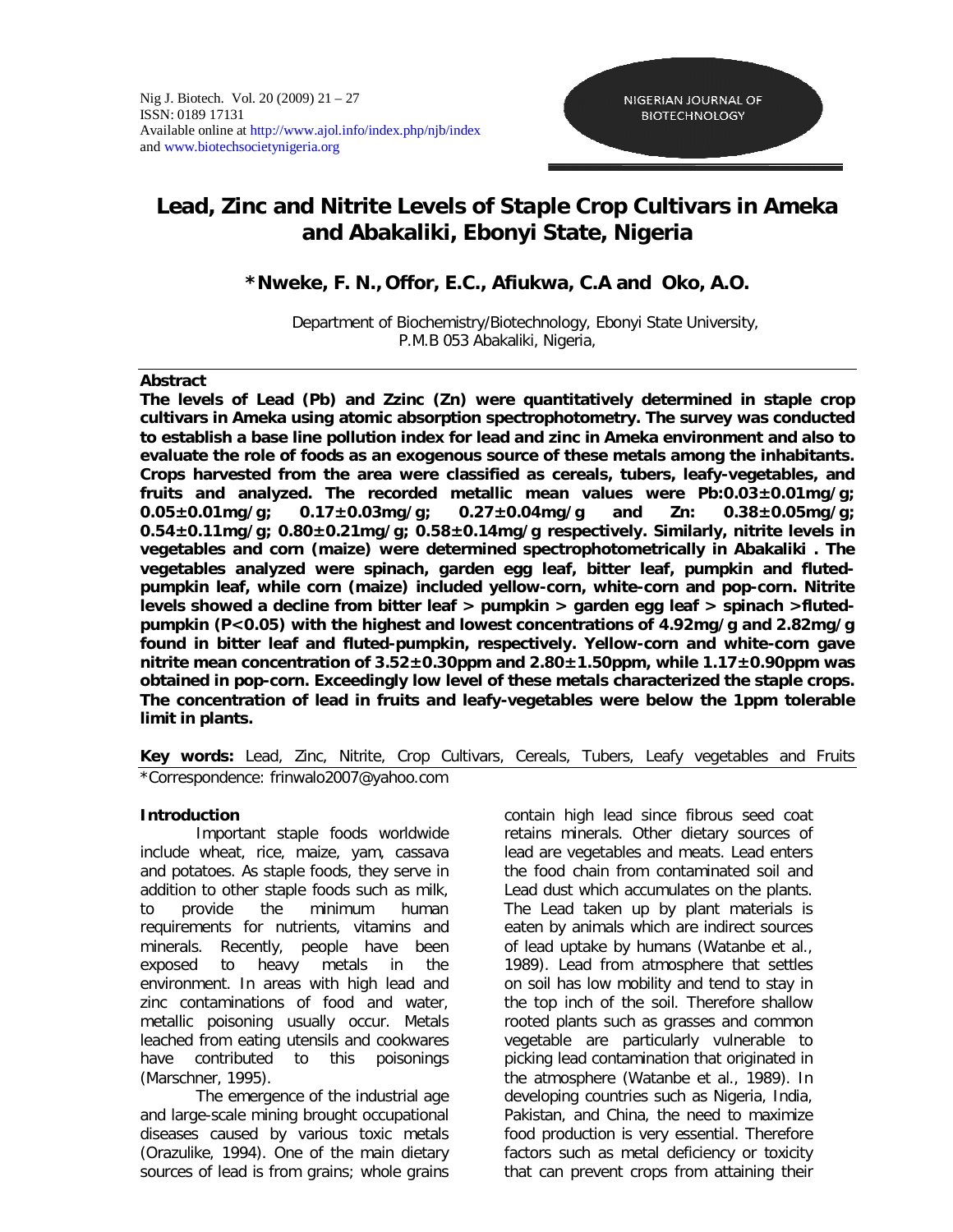# Lead, Zinc and Nitrite Levels of Staple Crop Cultivars in Ameka and Abakaliki, Ebonyi State, Nigeria

**\*Nweke, F. N., Offor, E.C., Afiukwa, C.A and Oko, A.O.**

Department of Biochemistry/Biotechnology, Ebonyi State University, P.M.B 053 Abakaliki, Nigeria,

**Abstract**

**The levels of Lead (Pb) and Zzinc (Zn) were quantitatively determined in staple crop cultivars in Ameka using atomic absorption spectrophotometry. The survey was conducted to establish a base line pollution index for lead and zinc in Ameka environment and also to evaluate the role of foods as an exogenous source of these metals among the inhabitants. Crops harvested from the area were classified as cereals, tubers, leafy-vegetables, and fruits and analyzed. The recorded metallic mean values were Pb:0.03±0.01mg/g; 0.05±0.01mg/g; 0.17±0.03mg/g; 0.27±0.04mg/g and Zn: 0.38±0.05mg/g; 0.54±0.11mg/g; 0.80±0.21mg/g; 0.58±0.14mg/g respectively. Similarly, nitrite levels in vegetables and corn (maize) were determined spectrophotometrically in Abakaliki . The vegetables analyzed were spinach, garden egg leaf, bitter leaf, pumpkin and fluted-pumpkin leaf, while corn (maize) included yellow-corn, white-corn and pop-corn. Nitrite levels showed a decline from bitter leaf > pumpkin > garden egg leaf > spinach >fluted-pumpkin ($P<0.05$) with the highest and lowest concentrations of 4.92mg/g and 2.82mg/g found in bitter leaf and fluted-pumpkin, respectively. Yellow-corn and white-corn gave nitrite mean concentration of 3.52±0.30ppm and 2.80±1.50ppm, while 1.17±0.90ppm was obtained in pop-corn. Exceedingly low level of these metals characterized the staple crops. The concentration of lead in fruits and leafy-vegetables were below the 1ppm tolerable limit in plants.**

**Key words:** Lead, Zinc, Nitrite, Crop Cultivars, Cereals, Tubers, Leafy vegetables and Fruits

\*Correspondence: frinwalo2007@yahoo.com

**Introduction**

Important staple foods worldwide include wheat, rice, maize, yam, cassava and potatoes. As staple foods, they serve in addition to other staple foods such as milk, to provide the minimum human requirements for nutrients, vitamins and minerals. Recently, people have been exposed to heavy metals in the environment. In areas with high lead and zinc contaminations of food and water, metallic poisoning usually occur. Metals leached from eating utensils and cookwares have contributed to this poisonings (Marschner, 1995).

The emergence of the industrial age and large-scale mining brought occupational diseases caused by various toxic metals (Orazulike, 1994). One of the main dietary sources of lead is from grains; whole grains contain high lead since fibrous seed coat retains minerals. Other dietary sources of lead are vegetables and meats. Lead enters the food chain from contaminated soil and Lead dust which accumulates on the plants. The Lead taken up by plant materials is eaten by animals which are indirect sources of lead uptake by humans (Watanbe et al., 1989). Lead from atmosphere that settles on soil has low mobility and tend to stay in the top inch of the soil. Therefore shallow rooted plants such as grasses and common vegetable are particularly vulnerable to picking lead contamination that originated in the atmosphere (Watanbe et al., 1989). In developing countries such as Nigeria, India, Pakistan, and China, the need to maximize food production is very essential. Therefore factors such as metal deficiency or toxicity that can prevent crops from attaining their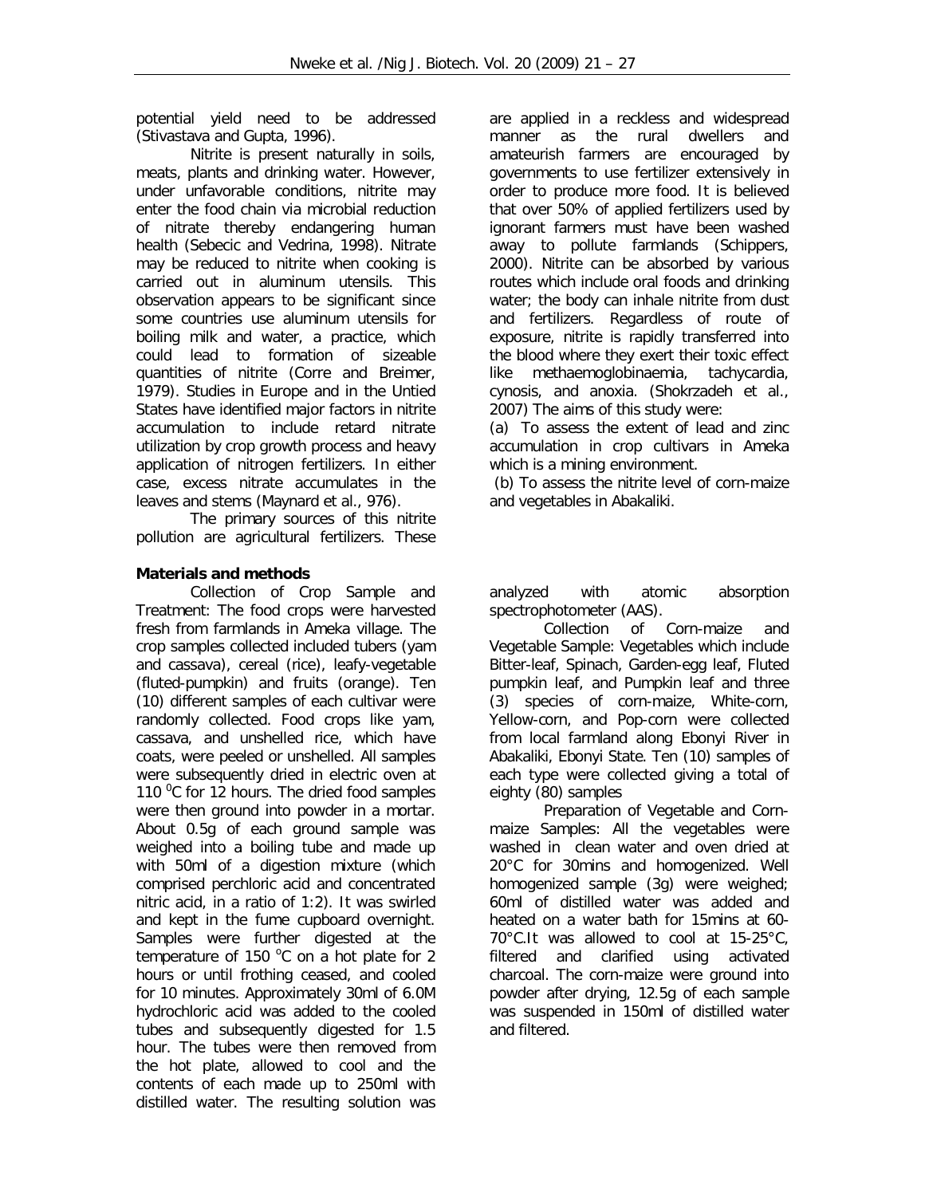potential yield need to be addressed (Stivastava and Gupta, 1996).

Nitrite is present naturally in soils, meats, plants and drinking water. However, under unfavorable conditions, nitrite may enter the food chain via microbial reduction of nitrate thereby endangering human health (Sebecic and Vedrina, 1998). Nitrate may be reduced to nitrite when cooking is carried out in aluminum utensils. This observation appears to be significant since some countries use aluminum utensils for boiling milk and water, a practice, which could lead to formation of sizeable quantities of nitrite (Corre and Breimer, 1979). Studies in Europe and in the Untied States have identified major factors in nitrite accumulation to include retard nitrate utilization by crop growth process and heavy application of nitrogen fertilizers. In either case, excess nitrate accumulates in the leaves and stems (Maynard et al., 976).

The primary sources of this nitrite pollution are agricultural fertilizers. These are applied in a reckless and widespread manner as the rural dwellers and amateurish farmers are encouraged by governments to use fertilizer extensively in order to produce more food. It is believed that over 50% of applied fertilizers used by ignorant farmers must have been washed away to pollute farmlands (Schippers, 2000). Nitrite can be absorbed by various routes which include oral foods and drinking water; the body can inhale nitrite from dust and fertilizers. Regardless of route of exposure, nitrite is rapidly transferred into the blood where they exert their toxic effect like methaemoglobinaemia, tachycardia, cynosis, and anoxia. (Shokrzadeh et al., 2007) The aims of this study were:

(a) To assess the extent of lead and zinc accumulation in crop cultivars in Ameka which is a mining environment.

(b) To assess the nitrite level of corn-maize and vegetables in Abakaliki.

## Materials and methods

Collection of Crop Sample and Treatment: The food crops were harvested fresh from farmlands in Ameka village. The crop samples collected included tubers (yam and cassava), cereal (rice), leafy-vegetable (fluted-pumpkin) and fruits (orange). Ten (10) different samples of each cultivar were randomly collected. Food crops like yam, cassava, and unshelled rice, which have coats, were peeled or unshelled. All samples were subsequently dried in electric oven at 110 $^{0}$C for 12 hours. The dried food samples were then ground into powder in a mortar. About 0.5g of each ground sample was weighed into a boiling tube and made up with 50ml of a digestion mixture (which comprised perchloric acid and concentrated nitric acid, in a ratio of 1:2). It was swirled and kept in the fume cupboard overnight. Samples were further digested at the temperature of 150 $^{o}$C on a hot plate for 2 hours or until frothing ceased, and cooled for 10 minutes. Approximately 30ml of 6.0M hydrochloric acid was added to the cooled tubes and subsequently digested for 1.5 hour. The tubes were then removed from the hot plate, allowed to cool and the contents of each made up to 250ml with distilled water. The resulting solution was analyzed with atomic absorption spectrophotometer (AAS).

Collection of Corn-maize and Vegetable Sample: Vegetables which include Bitter-leaf, Spinach, Garden-egg leaf, Fluted pumpkin leaf, and Pumpkin leaf and three (3) species of corn-maize, White-corn, Yellow-corn, and Pop-corn were collected from local farmland along Ebonyi River in Abakaliki, Ebonyi State. Ten (10) samples of each type were collected giving a total of eighty (80) samples

Preparation of Vegetable and Corn-maize Samples: All the vegetables were washed in clean water and oven dried at 20°C for 30mins and homogenized. Well homogenized sample (3g) were weighed; 60ml of distilled water was added and heated on a water bath for 15mins at 60-70°C.It was allowed to cool at 15-25°C, filtered and clarified using activated charcoal. The corn-maize were ground into powder after drying, 12.5g of each sample was suspended in 150ml of distilled water and filtered.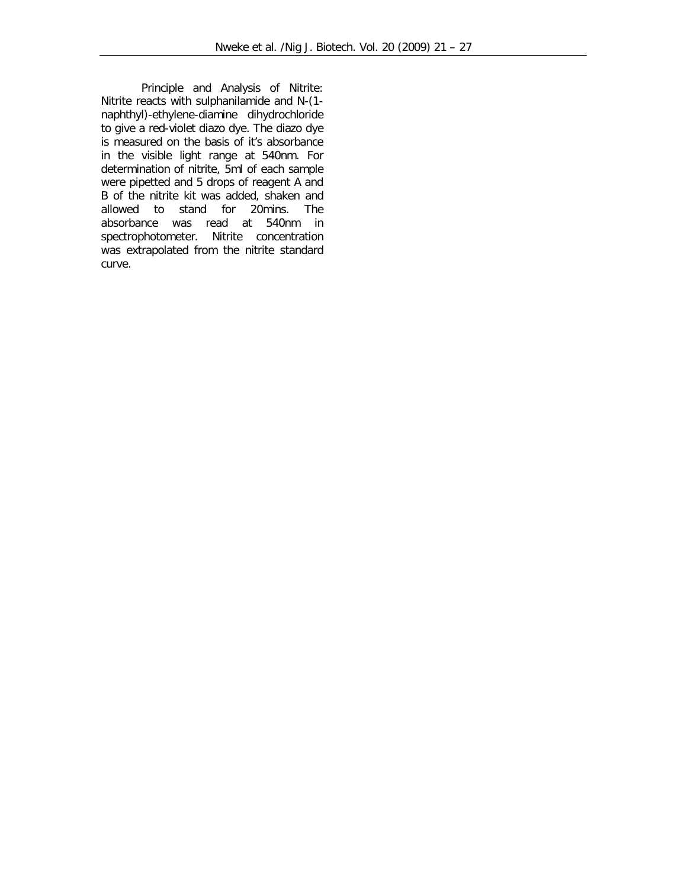Principle and Analysis of Nitrite: Nitrite reacts with sulphanilamide and N-(1-naphthyl)-ethylene-diamine dihydrochloride to give a red-violet diazo dye. The diazo dye is measured on the basis of it's absorbance in the visible light range at 540nm. For determination of nitrite, 5ml of each sample were pipetted and 5 drops of reagent A and B of the nitrite kit was added, shaken and allowed to stand for 20mins. The absorbance was read at 540nm in spectrophotometer. Nitrite concentration was extrapolated from the nitrite standard curve.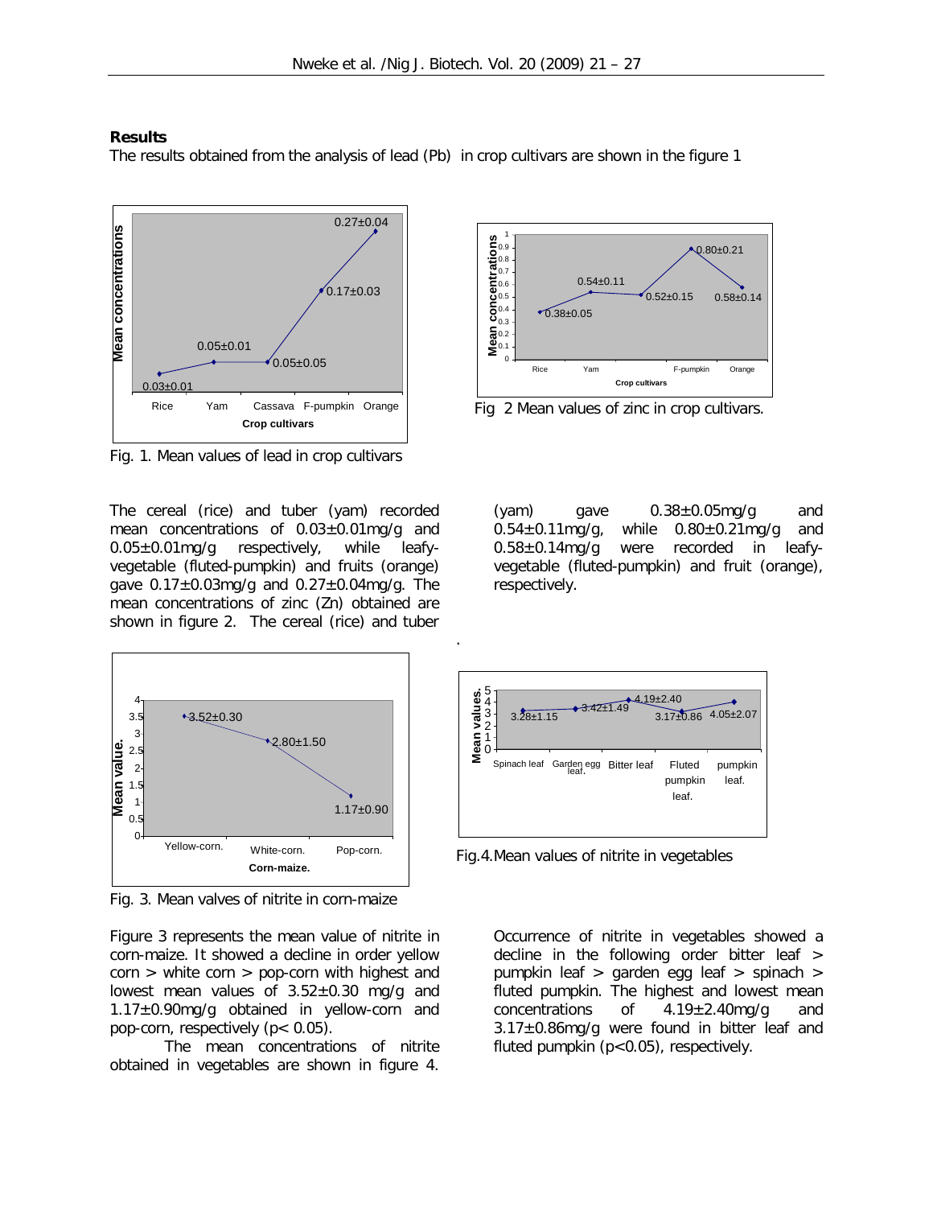## Results

The results obtained from the analysis of lead (Pb) in crop cultivars are shown in the figure 1

Fig. 1. Mean values of lead in crop cultivars

Fig 2 Mean values of zinc in crop cultivars.

The cereal (rice) and tuber (yam) recorded mean concentrations of 0.03±0.01mg/g and 0.05±0.01mg/g respectively, while leafy-vegetable (fluted-pumpkin) and fruits (orange) gave 0.17±0.03mg/g and 0.27±0.04mg/g. The mean concentrations of zinc (Zn) obtained are shown in figure 2. The cereal (rice) and tuber (yam) gave 0.38±0.05mg/g and 0.54±0.11mg/g, while 0.80±0.21mg/g and 0.58±0.14mg/g were recorded in leafy-vegetable (fluted-pumpkin) and fruit (orange), respectively.

Fig. 3. Mean valves of nitrite in corn-maize

Fig.4.Mean values of nitrite in vegetables

Figure 3 represents the mean value of nitrite in corn-maize. It showed a decline in order yellow corn > white corn > pop-corn with highest and lowest mean values of 3.52±0.30 mg/g and 1.17±0.90mg/g obtained in yellow-corn and pop-corn, respectively ($p < 0.05$).

The mean concentrations of nitrite obtained in vegetables are shown in figure 4.

Occurrence of nitrite in vegetables showed a decline in the following order bitter leaf > pumpkin leaf > garden egg leaf > spinach > fluted pumpkin. The highest and lowest mean concentrations of 4.19±2.40mg/g and 3.17±0.86mg/g were found in bitter leaf and fluted pumpkin ($p<0.05$), respectively.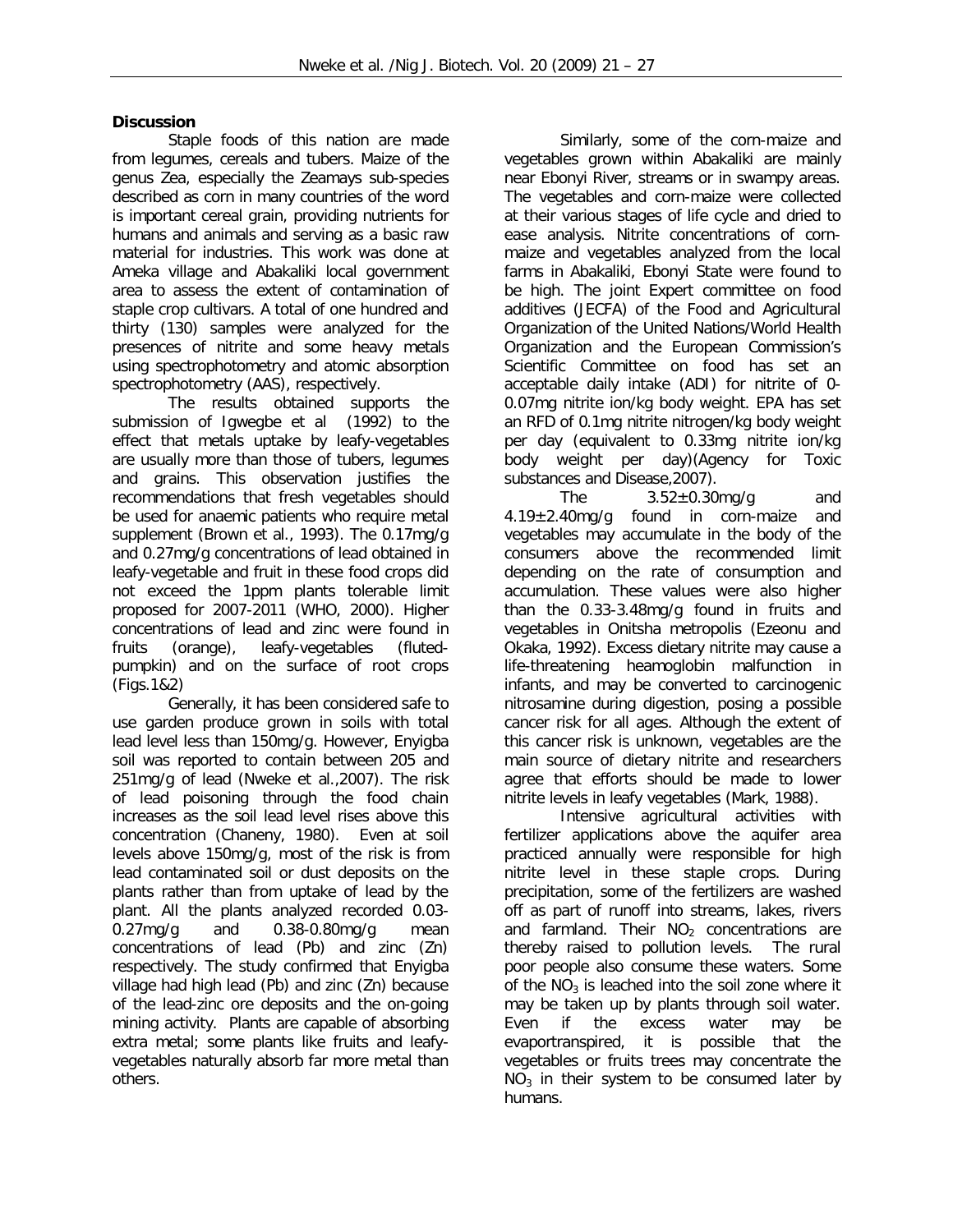## Discussion

Staple foods of this nation are made from legumes, cereals and tubers. Maize of the genus Zea, especially the Zeamays sub-species described as corn in many countries of the word is important cereal grain, providing nutrients for humans and animals and serving as a basic raw material for industries. This work was done at Ameka village and Abakaliki local government area to assess the extent of contamination of staple crop cultivars. A total of one hundred and thirty (130) samples were analyzed for the presences of nitrite and some heavy metals using spectrophotometry and atomic absorption spectrophotometry (AAS), respectively.

The results obtained supports the submission of Igwegbe et al (1992) to the effect that metals uptake by leafy-vegetables are usually more than those of tubers, legumes and grains. This observation justifies the recommendations that fresh vegetables should be used for anaemic patients who require metal supplement (Brown et al., 1993). The 0.17mg/g and 0.27mg/g concentrations of lead obtained in leafy-vegetable and fruit in these food crops did not exceed the 1ppm plants tolerable limit proposed for 2007-2011 (WHO, 2000). Higher concentrations of lead and zinc were found in fruits (orange), leafy-vegetables (fluted-pumpkin) and on the surface of root crops (Figs.1&2)

Generally, it has been considered safe to use garden produce grown in soils with total lead level less than 150mg/g. However, Enyigba soil was reported to contain between 205 and 251mg/g of lead (Nweke et al.,2007). The risk of lead poisoning through the food chain increases as the soil lead level rises above this concentration (Chaneny, 1980). Even at soil levels above 150mg/g, most of the risk is from lead contaminated soil or dust deposits on the plants rather than from uptake of lead by the plant. All the plants analyzed recorded 0.03-0.27mg/g and 0.38-0.80mg/g mean concentrations of lead (Pb) and zinc (Zn) respectively. The study confirmed that Enyigba village had high lead (Pb) and zinc (Zn) because of the lead-zinc ore deposits and the on-going mining activity. Plants are capable of absorbing extra metal; some plants like fruits and leafy-vegetables naturally absorb far more metal than others.

Similarly, some of the corn-maize and vegetables grown within Abakaliki are mainly near Ebonyi River, streams or in swampy areas. The vegetables and corn-maize were collected at their various stages of life cycle and dried to ease analysis. Nitrite concentrations of corn-maize and vegetables analyzed from the local farms in Abakaliki, Ebonyi State were found to be high. The joint Expert committee on food additives (JECFA) of the Food and Agricultural Organization of the United Nations/World Health Organization and the European Commission's Scientific Committee on food has set an acceptable daily intake (ADI) for nitrite of 0-0.07mg nitrite ion/kg body weight. EPA has set an RFD of 0.1mg nitrite nitrogen/kg body weight per day (equivalent to 0.33mg nitrite ion/kg body weight per day)(Agency for Toxic substances and Disease,2007).

The 3.52±0.30mg/g and 4.19±2.40mg/g found in corn-maize and vegetables may accumulate in the body of the consumers above the recommended limit depending on the rate of consumption and accumulation. These values were also higher than the 0.33-3.48mg/g found in fruits and vegetables in Onitsha metropolis (Ezeonu and Okaka, 1992). Excess dietary nitrite may cause a life-threatening heamoglobin malfunction in infants, and may be converted to carcinogenic nitrosamine during digestion, posing a possible cancer risk for all ages. Although the extent of this cancer risk is unknown, vegetables are the main source of dietary nitrite and researchers agree that efforts should be made to lower nitrite levels in leafy vegetables (Mark, 1988).

Intensive agricultural activities with fertilizer applications above the aquifer area practiced annually were responsible for high nitrite level in these staple crops. During precipitation, some of the fertilizers are washed off as part of runoff into streams, lakes, rivers and farmland. Their $NO_2$ concentrations are thereby raised to pollution levels. The rural poor people also consume these waters. Some of the $NO_3$ is leached into the soil zone where it may be taken up by plants through soil water. Even if the excess water may be evaportranspired, it is possible that the vegetables or fruits trees may concentrate the $NO_3$ in their system to be consumed later by humans.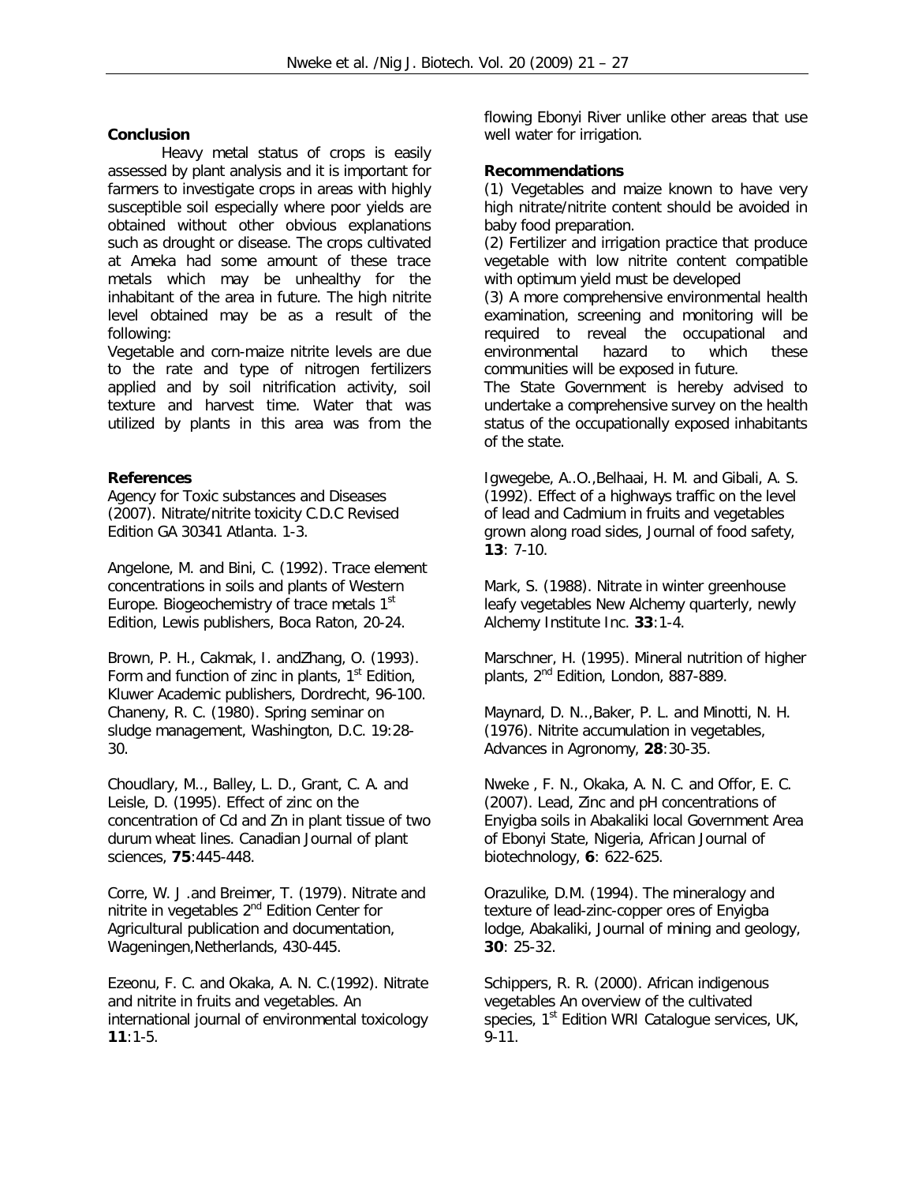## Conclusion

Heavy metal status of crops is easily assessed by plant analysis and it is important for farmers to investigate crops in areas with highly susceptible soil especially where poor yields are obtained without other obvious explanations such as drought or disease. The crops cultivated at Ameka had some amount of these trace metals which may be unhealthy for the inhabitant of the area in future. The high nitrite level obtained may be as a result of the following:

Vegetable and corn-maize nitrite levels are due to the rate and type of nitrogen fertilizers applied and by soil nitrification activity, soil texture and harvest time. Water that was utilized by plants in this area was from the flowing Ebonyi River unlike other areas that use well water for irrigation.

## Recommendations

(1) Vegetables and maize known to have very high nitrate/nitrite content should be avoided in baby food preparation.

(2) Fertilizer and irrigation practice that produce vegetable with low nitrite content compatible with optimum yield must be developed

(3) A more comprehensive environmental health examination, screening and monitoring will be required to reveal the occupational and environmental hazard to which these communities will be exposed in future.

The State Government is hereby advised to undertake a comprehensive survey on the health status of the occupationally exposed inhabitants of the state.

## References

Agency for Toxic substances and Diseases (2007). Nitrate/nitrite toxicity C.D.C Revised Edition GA 30341 Atlanta. 1-3.

Angelone, M. and Bini, C. (1992). Trace element concentrations in soils and plants of Western Europe. Biogeochemistry of trace metals 1st Edition, Lewis publishers, Boca Raton, 20-24.

Brown, P. H., Cakmak, I. andZhang, O. (1993). Form and function of zinc in plants, 1st Edition, Kluwer Academic publishers, Dordrecht, 96-100.

Chaneny, R. C. (1980). Spring seminar on sludge management, Washington, D.C. 19:28-30.

Choudlary, M.., Balley, L. D., Grant, C. A. and Leisle, D. (1995). Effect of zinc on the concentration of Cd and Zn in plant tissue of two durum wheat lines. Canadian Journal of plant sciences, **75**:445-448.

Corre, W. J .and Breimer, T. (1979). Nitrate and nitrite in vegetables 2nd Edition Center for Agricultural publication and documentation, Wageningen,Netherlands, 430-445.

Ezeonu, F. C. and Okaka, A. N. C.(1992). Nitrate and nitrite in fruits and vegetables. An international journal of environmental toxicology **11**:1-5.

Igwegebe, A..O.,Belhaai, H. M. and Gibali, A. S. (1992). Effect of a highways traffic on the level of lead and Cadmium in fruits and vegetables grown along road sides, Journal of food safety, **13**: 7-10.

Mark, S. (1988). Nitrate in winter greenhouse leafy vegetables New Alchemy quarterly, newly Alchemy Institute Inc. **33**:1-4.

Marschner, H. (1995). Mineral nutrition of higher plants, 2nd Edition, London, 887-889.

Maynard, D. N..,Baker, P. L. and Minotti, N. H. (1976). Nitrite accumulation in vegetables, Advances in Agronomy, **28**:30-35.

Nweke , F. N., Okaka, A. N. C. and Offor, E. C. (2007). Lead, Zinc and pH concentrations of Enyigba soils in Abakaliki local Government Area of Ebonyi State, Nigeria, African Journal of biotechnology, **6**: 622-625.

Orazulike, D.M. (1994). The mineralogy and texture of lead-zinc-copper ores of Enyigba lodge, Abakaliki, Journal of mining and geology, **30**: 25-32.

Schippers, R. R. (2000). African indigenous vegetables An overview of the cultivated species, 1st Edition WRI Catalogue services, UK, 9-11.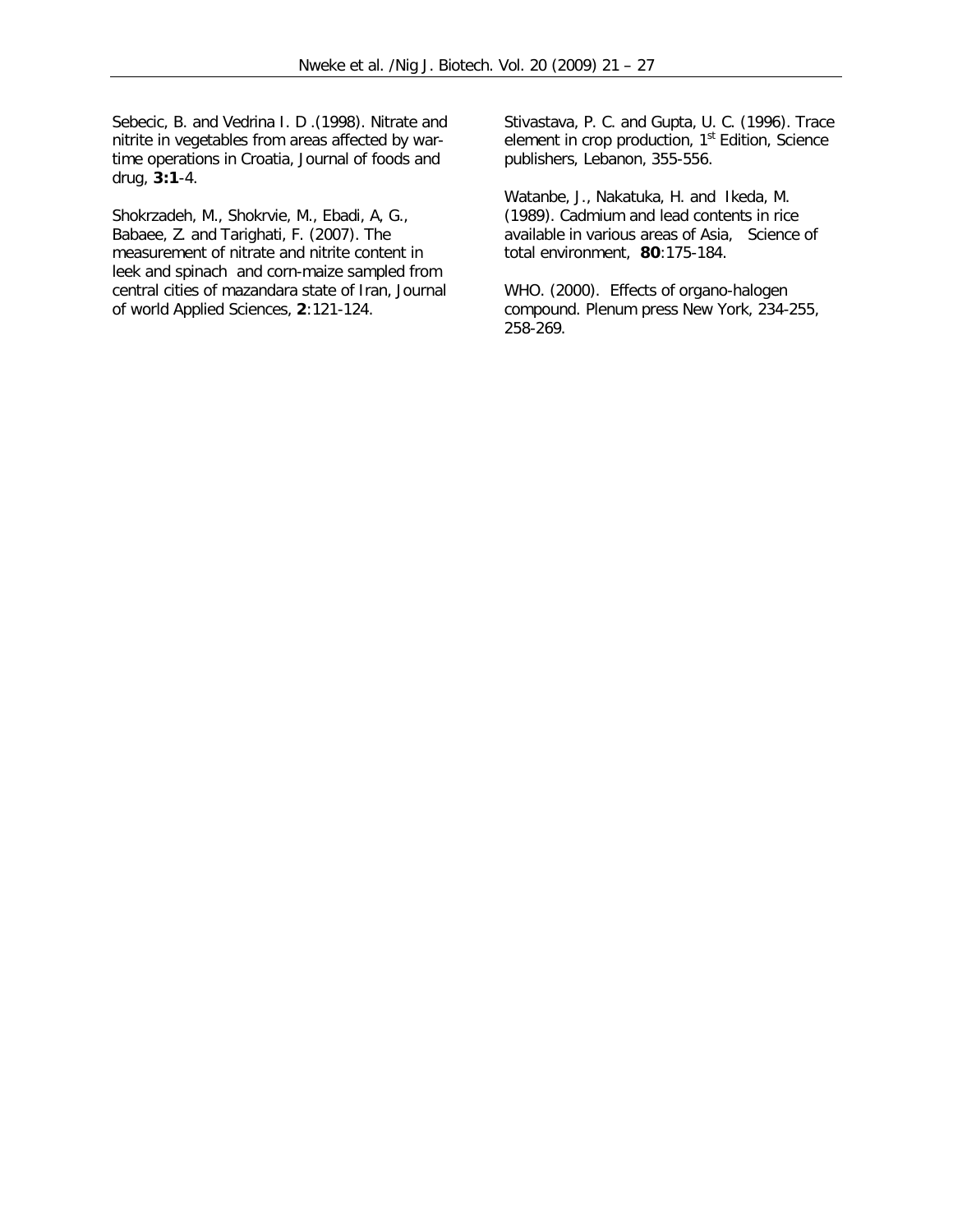Sebecic, B. and Vedrina I. D .(1998). Nitrate and nitrite in vegetables from areas affected by war-time operations in Croatia, Journal of foods and drug, **3:1**-4.

Shokrzadeh, M., Shokrvie, M., Ebadi, A, G., Babaee, Z. and Tarighati, F. (2007). The measurement of nitrate and nitrite content in leek and spinach and corn-maize sampled from central cities of mazandara state of Iran, Journal of world Applied Sciences, **2**:121-124.

Stivastava, P. C. and Gupta, U. C. (1996). Trace element in crop production, 1st Edition, Science publishers, Lebanon, 355-556.

Watanbe, J., Nakatuka, H. and Ikeda, M. (1989). Cadmium and lead contents in rice available in various areas of Asia, Science of total environment, **80**:175-184.

WHO. (2000). Effects of organo-halogen compound. Plenum press New York, 234-255, 258-269.